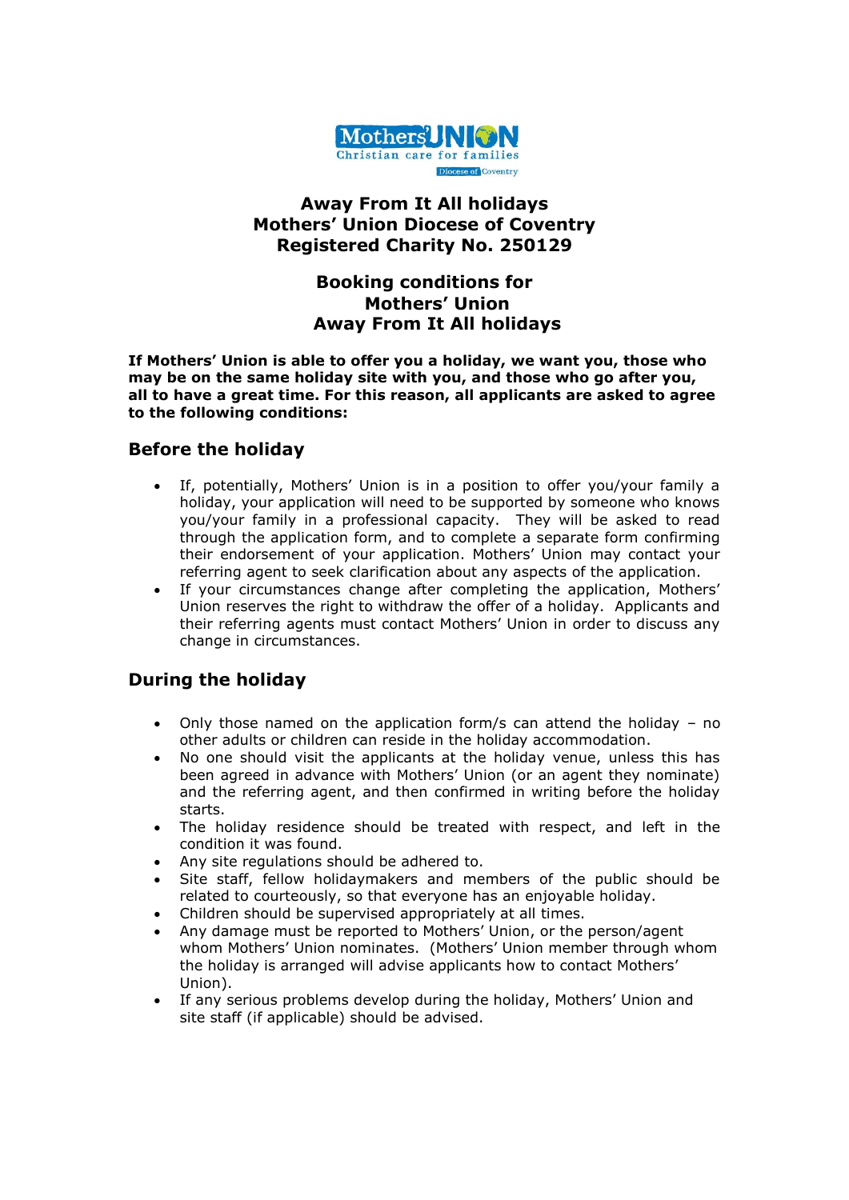# Away From It All holidays
# Mothers' Union Diocese of Coventry
# Registered Charity No. 250129

## Booking conditions for Mothers' Union Away From It All holidays

**If Mothers' Union is able to offer you a holiday, we want you, those who may be on the same holiday site with you, and those who go after you, all to have a great time. For this reason, all applicants are asked to agree to the following conditions:**

## Before the holiday

- If, potentially, Mothers' Union is in a position to offer you/your family a holiday, your application will need to be supported by someone who knows you/your family in a professional capacity. They will be asked to read through the application form, and to complete a separate form confirming their endorsement of your application. Mothers' Union may contact your referring agent to seek clarification about any aspects of the application.
- If your circumstances change after completing the application, Mothers' Union reserves the right to withdraw the offer of a holiday. Applicants and their referring agents must contact Mothers' Union in order to discuss any change in circumstances.

## During the holiday

- Only those named on the application form/s can attend the holiday – no other adults or children can reside in the holiday accommodation.
- No one should visit the applicants at the holiday venue, unless this has been agreed in advance with Mothers' Union (or an agent they nominate) and the referring agent, and then confirmed in writing before the holiday starts.
- The holiday residence should be treated with respect, and left in the condition it was found.
- Any site regulations should be adhered to.
- Site staff, fellow holidaymakers and members of the public should be related to courteously, so that everyone has an enjoyable holiday.
- Children should be supervised appropriately at all times.
- Any damage must be reported to Mothers' Union, or the person/agent whom Mothers' Union nominates. (Mothers' Union member through whom the holiday is arranged will advise applicants how to contact Mothers' Union).
- If any serious problems develop during the holiday, Mothers' Union and site staff (if applicable) should be advised.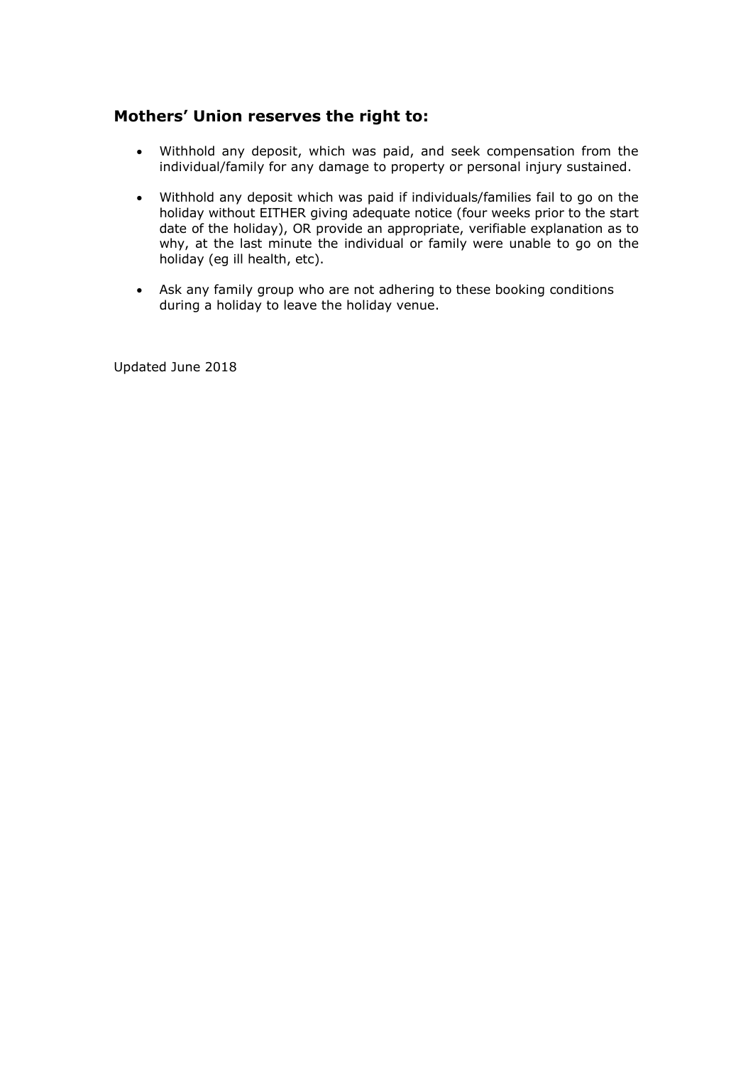## Mothers' Union reserves the right to:

- Withhold any deposit, which was paid, and seek compensation from the individual/family for any damage to property or personal injury sustained.
- Withhold any deposit which was paid if individuals/families fail to go on the holiday without EITHER giving adequate notice (four weeks prior to the start date of the holiday), OR provide an appropriate, verifiable explanation as to why, at the last minute the individual or family were unable to go on the holiday (eg ill health, etc).
- Ask any family group who are not adhering to these booking conditions during a holiday to leave the holiday venue.

Updated June 2018